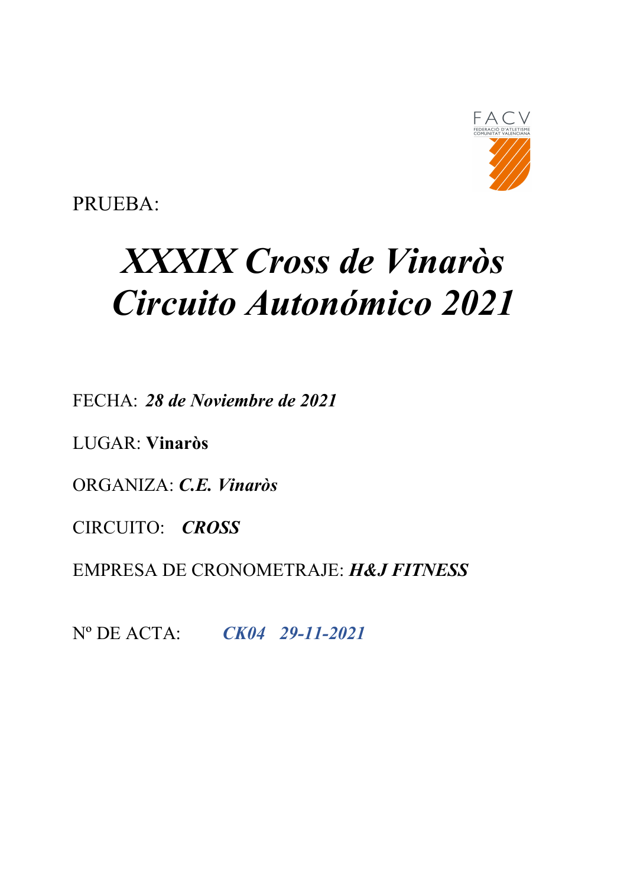PRUEBA:

# *XXXIX Cross de Vinaròs*
# *Circuito Autonómico 2021*

FECHA: ***28 de Noviembre de 2021***

LUGAR: **Vinaròs**

ORGANIZA: ***C.E. Vinaròs***

CIRCUITO: ***CROSS***

EMPRESA DE CRONOMETRAJE: ***H&J FITNESS***

Nº DE ACTA: ***CK04 29-11-2021***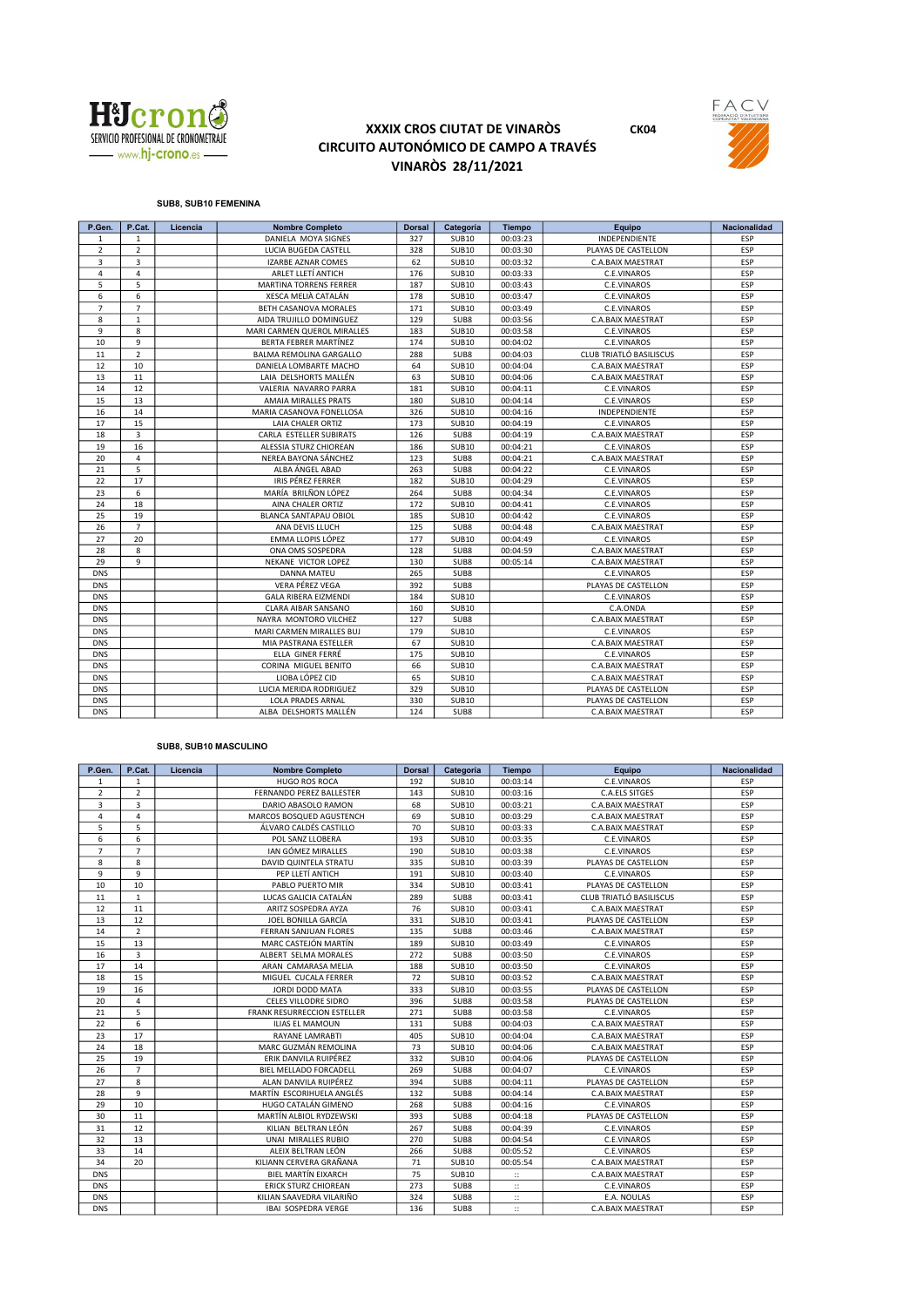# XXXIX CROS CIUTAT DE VINARÒS

## CIRCUITO AUTONÓMICO DE CAMPO A TRAVÉS

## VINARÒS 28/11/2021

CK04

### SUB8, SUB10 FEMENINA

| P.Gen. | P.Cat. | Licencia | Nombre Completo | Dorsal | Categoría | Tiempo | Equipo | Nacionalidad |
|---|---|---|---|---|---|---|---|---|
| 1 | 1 | | DANIELA MOYA SIGNES | 327 | SUB10 | 00:03:23 | INDEPENDIENTE | ESP |
| 2 | 2 | | LUCIA BUGEDA CASTELL | 328 | SUB10 | 00:03:30 | PLAYAS DE CASTELLON | ESP |
| 3 | 3 | | IZARBE AZNAR COMES | 62 | SUB10 | 00:03:32 | C.A.BAIX MAESTRAT | ESP |
| 4 | 4 | | ARLET LLETÍ ANTICH | 176 | SUB10 | 00:03:33 | C.E.VINAROS | ESP |
| 5 | 5 | | MARTINA TORRENS FERRER | 187 | SUB10 | 00:03:43 | C.E.VINAROS | ESP |
| 6 | 6 | | XESCA MELIÀ CATALÁN | 178 | SUB10 | 00:03:47 | C.E.VINAROS | ESP |
| 7 | 7 | | BETH CASANOVA MORALES | 171 | SUB10 | 00:03:49 | C.E.VINAROS | ESP |
| 8 | 1 | | AIDA TRUJILLO DOMINGUEZ | 129 | SUB8 | 00:03:56 | C.A.BAIX MAESTRAT | ESP |
| 9 | 8 | | MARI CARMEN QUEROL MIRALLES | 183 | SUB10 | 00:03:58 | C.E.VINAROS | ESP |
| 10 | 9 | | BERTA FEBRER MARTÍNEZ | 174 | SUB10 | 00:04:02 | C.E.VINAROS | ESP |
| 11 | 2 | | BALMA REMOLINA GARGALLO | 288 | SUB8 | 00:04:03 | CLUB TRIATLÓ BASILISCUS | ESP |
| 12 | 10 | | DANIELA LOMBARTE MACHO | 64 | SUB10 | 00:04:04 | C.A.BAIX MAESTRAT | ESP |
| 13 | 11 | | LAIA DELSHORTS MALLÉN | 63 | SUB10 | 00:04:06 | C.A.BAIX MAESTRAT | ESP |
| 14 | 12 | | VALERIA NAVARRO PARRA | 181 | SUB10 | 00:04:11 | C.E.VINAROS | ESP |
| 15 | 13 | | AMAIA MIRALLES PRATS | 180 | SUB10 | 00:04:14 | C.E.VINAROS | ESP |
| 16 | 14 | | MARIA CASANOVA FONELLOSA | 326 | SUB10 | 00:04:16 | INDEPENDIENTE | ESP |
| 17 | 15 | | LAIA CHALER ORTIZ | 173 | SUB10 | 00:04:19 | C.E.VINAROS | ESP |
| 18 | 3 | | CARLA ESTELLER SUBIRATS | 126 | SUB8 | 00:04:19 | C.A.BAIX MAESTRAT | ESP |
| 19 | 16 | | ALESSIA STURZ CHIOREAN | 186 | SUB10 | 00:04:21 | C.E.VINAROS | ESP |
| 20 | 4 | | NEREA BAYONA SÁNCHEZ | 123 | SUB8 | 00:04:21 | C.A.BAIX MAESTRAT | ESP |
| 21 | 5 | | ALBA ÁNGEL ABAD | 263 | SUB8 | 00:04:22 | C.E.VINAROS | ESP |
| 22 | 17 | | IRIS PÉREZ FERRER | 182 | SUB10 | 00:04:29 | C.E.VINAROS | ESP |
| 23 | 6 | | MARÍA BRILÑON LÓPEZ | 264 | SUB8 | 00:04:34 | C.E.VINAROS | ESP |
| 24 | 18 | | AINA CHALER ORTIZ | 172 | SUB10 | 00:04:41 | C.E.VINAROS | ESP |
| 25 | 19 | | BLANCA SANTAPAU OBIOL | 185 | SUB10 | 00:04:42 | C.E.VINAROS | ESP |
| 26 | 7 | | ANA DEVIS LLUCH | 125 | SUB8 | 00:04:48 | C.A.BAIX MAESTRAT | ESP |
| 27 | 20 | | EMMA LLOPIS LÓPEZ | 177 | SUB10 | 00:04:49 | C.E.VINAROS | ESP |
| 28 | 8 | | ONA OMS SOSPEDRA | 128 | SUB8 | 00:04:59 | C.A.BAIX MAESTRAT | ESP |
| 29 | 9 | | NEKANE VICTOR LOPEZ | 130 | SUB8 | 00:05:14 | C.A.BAIX MAESTRAT | ESP |
| DNS | | | DANNA MATEU | 265 | SUB8 | | C.E.VINAROS | ESP |
| DNS | | | VERA PÉREZ VEGA | 392 | SUB8 | | PLAYAS DE CASTELLON | ESP |
| DNS | | | GALA RIBERA EIZMENDI | 184 | SUB10 | | C.E.VINAROS | ESP |
| DNS | | | CLARA AIBAR SANSANO | 160 | SUB10 | | C.A.ONDA | ESP |
| DNS | | | NAYRA MONTORO VILCHEZ | 127 | SUB8 | | C.A.BAIX MAESTRAT | ESP |
| DNS | | | MARI CARMEN MIRALLES BUJ | 179 | SUB10 | | C.E.VINAROS | ESP |
| DNS | | | MIA PASTRANA ESTELLER | 67 | SUB10 | | C.A.BAIX MAESTRAT | ESP |
| DNS | | | ELLA GINER FERRÉ | 175 | SUB10 | | C.E.VINAROS | ESP |
| DNS | | | CORINA MIGUEL BENITO | 66 | SUB10 | | C.A.BAIX MAESTRAT | ESP |
| DNS | | | LIOBA LÓPEZ CID | 65 | SUB10 | | C.A.BAIX MAESTRAT | ESP |
| DNS | | | LUCIA MERIDA RODRIGUEZ | 329 | SUB10 | | PLAYAS DE CASTELLON | ESP |
| DNS | | | LOLA PRADES ARNAL | 330 | SUB10 | | PLAYAS DE CASTELLON | ESP |
| DNS | | | ALBA DELSHORTS MALLÉN | 124 | SUB8 | | C.A.BAIX MAESTRAT | ESP |

### SUB8, SUB10 MASCULINO

| P.Gen. | P.Cat. | Licencia | Nombre Completo | Dorsal | Categoría | Tiempo | Equipo | Nacionalidad |
|---|---|---|---|---|---|---|---|---|
| 1 | 1 | | HUGO ROS ROCA | 192 | SUB10 | 00:03:14 | C.E.VINAROS | ESP |
| 2 | 2 | | FERNANDO PEREZ BALLESTER | 143 | SUB10 | 00:03:16 | C.A.ELS SITGES | ESP |
| 3 | 3 | | DARIO ABASOLO RAMON | 68 | SUB10 | 00:03:21 | C.A.BAIX MAESTRAT | ESP |
| 4 | 4 | | MARCOS BOSQUED AGUSTENCH | 69 | SUB10 | 00:03:29 | C.A.BAIX MAESTRAT | ESP |
| 5 | 5 | | ÁLVARO CALDÉS CASTILLO | 70 | SUB10 | 00:03:33 | C.A.BAIX MAESTRAT | ESP |
| 6 | 6 | | POL SANZ LLOBERA | 193 | SUB10 | 00:03:35 | C.E.VINAROS | ESP |
| 7 | 7 | | IAN GÓMEZ MIRALLES | 190 | SUB10 | 00:03:38 | C.E.VINAROS | ESP |
| 8 | 8 | | DAVID QUINTELA STRATU | 335 | SUB10 | 00:03:39 | PLAYAS DE CASTELLON | ESP |
| 9 | 9 | | PEP LLETÍ ANTICH | 191 | SUB10 | 00:03:40 | C.E.VINAROS | ESP |
| 10 | 10 | | PABLO PUERTO MIR | 334 | SUB10 | 00:03:41 | PLAYAS DE CASTELLON | ESP |
| 11 | 1 | | LUCAS GALICIA CATALÁN | 289 | SUB8 | 00:03:41 | CLUB TRIATLÓ BASILISCUS | ESP |
| 12 | 11 | | ARITZ SOSPEDRA AYZA | 76 | SUB10 | 00:03:41 | C.A.BAIX MAESTRAT | ESP |
| 13 | 12 | | JOEL BONILLA GARCÍA | 331 | SUB10 | 00:03:41 | PLAYAS DE CASTELLON | ESP |
| 14 | 2 | | FERRAN SANJUAN FLORES | 135 | SUB8 | 00:03:46 | C.A.BAIX MAESTRAT | ESP |
| 15 | 13 | | MARC CASTEJÓN MARTÍN | 189 | SUB10 | 00:03:49 | C.E.VINAROS | ESP |
| 16 | 3 | | ALBERT SELMA MORALES | 272 | SUB8 | 00:03:50 | C.E.VINAROS | ESP |
| 17 | 14 | | ARAN CAMARASA MELIA | 188 | SUB10 | 00:03:50 | C.E.VINAROS | ESP |
| 18 | 15 | | MIGUEL CUCALA FERRER | 72 | SUB10 | 00:03:52 | C.A.BAIX MAESTRAT | ESP |
| 19 | 16 | | JORDI DODD MATA | 333 | SUB10 | 00:03:55 | PLAYAS DE CASTELLON | ESP |
| 20 | 4 | | CELES VILLODRE SIDRO | 396 | SUB8 | 00:03:58 | PLAYAS DE CASTELLON | ESP |
| 21 | 5 | | FRANK RESURRECCION ESTELLER | 271 | SUB8 | 00:03:58 | C.E.VINAROS | ESP |
| 22 | 6 | | ILIAS EL MAMOUN | 131 | SUB8 | 00:04:03 | C.A.BAIX MAESTRAT | ESP |
| 23 | 17 | | RAYANE LAMRABTI | 405 | SUB10 | 00:04:04 | C.A.BAIX MAESTRAT | ESP |
| 24 | 18 | | MARC GUZMÁN REMOLINA | 73 | SUB10 | 00:04:06 | C.A.BAIX MAESTRAT | ESP |
| 25 | 19 | | ERIK DANVILA RUIPÉREZ | 332 | SUB10 | 00:04:06 | PLAYAS DE CASTELLON | ESP |
| 26 | 7 | | BIEL MELLADO FORCADELL | 269 | SUB8 | 00:04:07 | C.E.VINAROS | ESP |
| 27 | 8 | | ALAN DANVILA RUIPÉREZ | 394 | SUB8 | 00:04:11 | PLAYAS DE CASTELLON | ESP |
| 28 | 9 | | MARTÍN ESCORIHUELA ANGLÉS | 132 | SUB8 | 00:04:14 | C.A.BAIX MAESTRAT | ESP |
| 29 | 10 | | HUGO CATALÁN GIMENO | 268 | SUB8 | 00:04:16 | C.E.VINAROS | ESP |
| 30 | 11 | | MARTÍN ALBIOL RYDZEWSKI | 393 | SUB8 | 00:04:18 | PLAYAS DE CASTELLON | ESP |
| 31 | 12 | | KILIAN BELTRAN LEÓN | 267 | SUB8 | 00:04:39 | C.E.VINAROS | ESP |
| 32 | 13 | | UNAI MIRALLES RUBIO | 270 | SUB8 | 00:04:54 | C.E.VINAROS | ESP |
| 33 | 14 | | ALEIX BELTRAN LEÓN | 266 | SUB8 | 00:05:52 | C.E.VINAROS | ESP |
| 34 | 20 | | KILIANN CERVERA GRAÑANA | 71 | SUB10 | 00:05:54 | C.A.BAIX MAESTRAT | ESP |
| DNS | | | BIEL MARTÍN EIXARCH | 75 | SUB10 | :: | C.A.BAIX MAESTRAT | ESP |
| DNS | | | ERICK STURZ CHIOREAN | 273 | SUB8 | :: | C.E.VINAROS | ESP |
| DNS | | | KILIAN SAAVEDRA VILARIÑO | 324 | SUB8 | :: | E.A. NOULAS | ESP |
| DNS | | | IBAI SOSPEDRA VERGE | 136 | SUB8 | :: | C.A.BAIX MAESTRAT | ESP |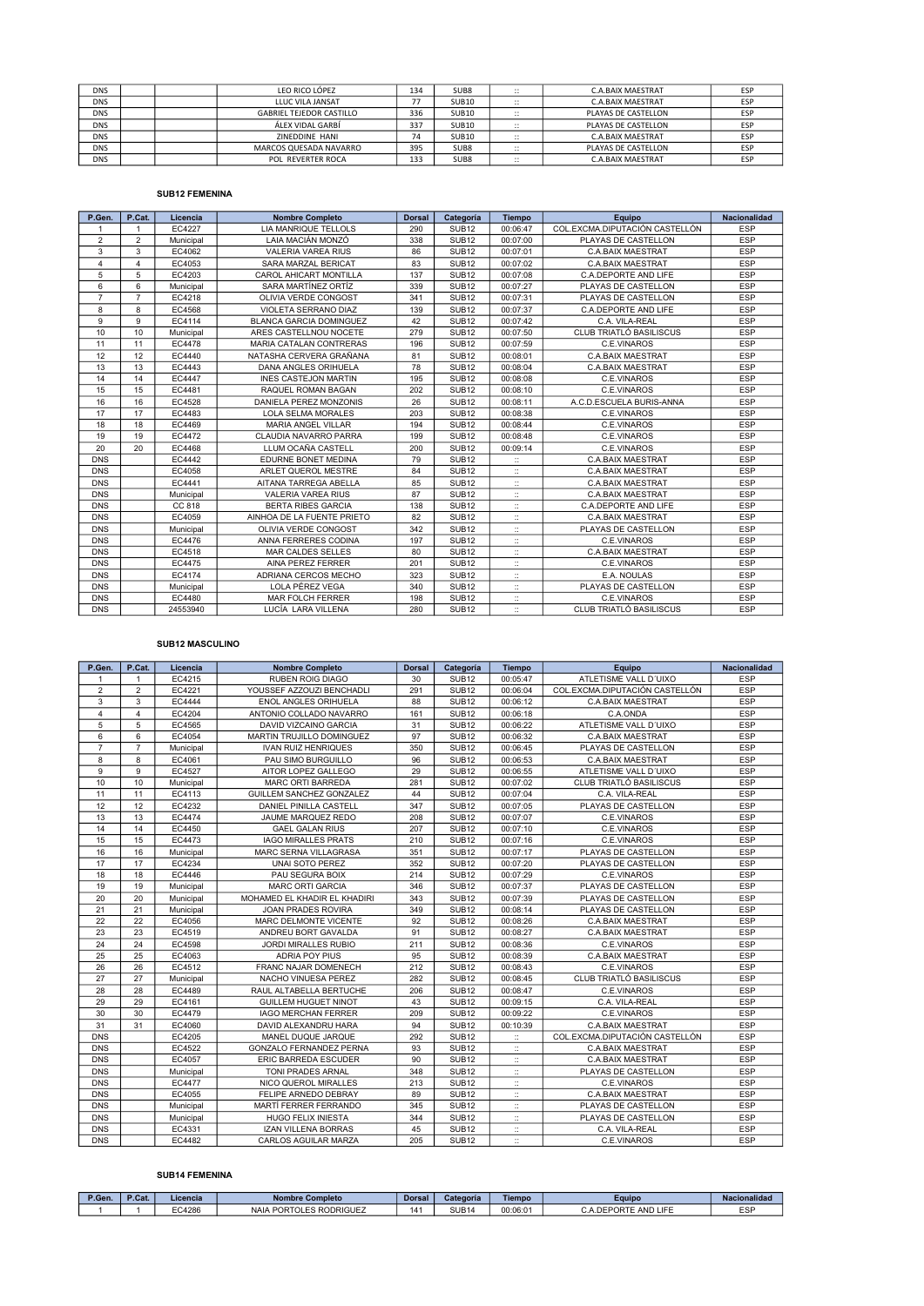| DNS | | | LEO RICO LÓPEZ | 134 | SUB8 | :: | C.A.BAIX MAESTRAT | ESP |
|---|---|---|---|---|---|---|---|---|
| DNS | | | LLUC VILA JANSAT | 77 | SUB10 | :: | C.A.BAIX MAESTRAT | ESP |
| DNS | | | GABRIEL TEJEDOR CASTILLO | 336 | SUB10 | :: | PLAYAS DE CASTELLON | ESP |
| DNS | | | ÁLEX VIDAL GARBÍ | 337 | SUB10 | :: | PLAYAS DE CASTELLON | ESP |
| DNS | | | ZINEDDINE HANI | 74 | SUB10 | :: | C.A.BAIX MAESTRAT | ESP |
| DNS | | | MARCOS QUESADA NAVARRO | 395 | SUB8 | :: | PLAYAS DE CASTELLON | ESP |
| DNS | | | POL REVERTER ROCA | 133 | SUB8 | :: | C.A.BAIX MAESTRAT | ESP |

**SUB12 FEMENINA**

| P.Gen. | P.Cat. | Licencia | Nombre Completo | Dorsal | Categoría | Tiempo | Equipo | Nacionalidad |
|---|---|---|---|---|---|---|---|---|
| 1 | 1 | EC4227 | LIA MANRIQUE TELLOLS | 290 | SUB12 | 00:06:47 | COL.EXCMA.DIPUTACIÓN CASTELLÓN | ESP |
| 2 | 2 | Municipal | LAIA MACIÁN MONZÓ | 338 | SUB12 | 00:07:00 | PLAYAS DE CASTELLON | ESP |
| 3 | 3 | EC4062 | VALERIA VAREA RIUS | 86 | SUB12 | 00:07:01 | C.A.BAIX MAESTRAT | ESP |
| 4 | 4 | EC4053 | SARA MARZAL BERICAT | 83 | SUB12 | 00:07:02 | C.A.BAIX MAESTRAT | ESP |
| 5 | 5 | EC4203 | CAROL AHICART MONTILLA | 137 | SUB12 | 00:07:08 | C.A.DEPORTE AND LIFE | ESP |
| 6 | 6 | Municipal | SARA MARTÍNEZ ORTÍZ | 339 | SUB12 | 00:07:27 | PLAYAS DE CASTELLON | ESP |
| 7 | 7 | EC4218 | OLIVIA VERDE CONGOST | 341 | SUB12 | 00:07:31 | PLAYAS DE CASTELLON | ESP |
| 8 | 8 | EC4568 | VIOLETA SERRANO DIAZ | 139 | SUB12 | 00:07:37 | C.A.DEPORTE AND LIFE | ESP |
| 9 | 9 | EC4114 | BLANCA GARCIA DOMINGUEZ | 42 | SUB12 | 00:07:42 | C.A. VILA-REAL | ESP |
| 10 | 10 | Municipal | ARES CASTELLNOU NOCETE | 279 | SUB12 | 00:07:50 | CLUB TRIATLÓ BASILISCUS | ESP |
| 11 | 11 | EC4478 | MARIA CATALAN CONTRERAS | 196 | SUB12 | 00:07:59 | C.E.VINAROS | ESP |
| 12 | 12 | EC4440 | NATASHA CERVERA GRAÑANA | 81 | SUB12 | 00:08:01 | C.A.BAIX MAESTRAT | ESP |
| 13 | 13 | EC4443 | DANA ANGLES ORIHUELA | 78 | SUB12 | 00:08:04 | C.A.BAIX MAESTRAT | ESP |
| 14 | 14 | EC4447 | INES CASTEJON MARTIN | 195 | SUB12 | 00:08:08 | C.E.VINAROS | ESP |
| 15 | 15 | EC4481 | RAQUEL ROMAN BAGAN | 202 | SUB12 | 00:08:10 | C.E.VINAROS | ESP |
| 16 | 16 | EC4528 | DANIELA PEREZ MONZONIS | 26 | SUB12 | 00:08:11 | A.C.D.ESCUELA BURIS-ANNA | ESP |
| 17 | 17 | EC4483 | LOLA SELMA MORALES | 203 | SUB12 | 00:08:38 | C.E.VINAROS | ESP |
| 18 | 18 | EC4469 | MARIA ANGEL VILLAR | 194 | SUB12 | 00:08:44 | C.E.VINAROS | ESP |
| 19 | 19 | EC4472 | CLAUDIA NAVARRO PARRA | 199 | SUB12 | 00:08:48 | C.E.VINAROS | ESP |
| 20 | 20 | EC4468 | LLUM OCAÑA CASTELL | 200 | SUB12 | 00:09:14 | C.E.VINAROS | ESP |
| DNS | | EC4442 | EDURNE BONET MEDINA | 79 | SUB12 | :: | C.A.BAIX MAESTRAT | ESP |
| DNS | | EC4058 | ARLET QUEROL MESTRE | 84 | SUB12 | :: | C.A.BAIX MAESTRAT | ESP |
| DNS | | EC4441 | AITANA TARREGA ABELLA | 85 | SUB12 | :: | C.A.BAIX MAESTRAT | ESP |
| DNS | | Municipal | VALERIA VAREA RIUS | 87 | SUB12 | :: | C.A.BAIX MAESTRAT | ESP |
| DNS | | CC 818 | BERTA RIBES GARCIA | 138 | SUB12 | :: | C.A.DEPORTE AND LIFE | ESP |
| DNS | | EC4059 | AINHOA DE LA FUENTE PRIETO | 82 | SUB12 | :: | C.A.BAIX MAESTRAT | ESP |
| DNS | | Municipal | OLIVIA VERDE CONGOST | 342 | SUB12 | :: | PLAYAS DE CASTELLON | ESP |
| DNS | | EC4476 | ANNA FERRERES CODINA | 197 | SUB12 | :: | C.E.VINAROS | ESP |
| DNS | | EC4518 | MAR CALDES SELLES | 80 | SUB12 | :: | C.A.BAIX MAESTRAT | ESP |
| DNS | | EC4475 | AINA PEREZ FERRER | 201 | SUB12 | :: | C.E.VINAROS | ESP |
| DNS | | EC4174 | ADRIANA CERCOS MECHO | 323 | SUB12 | :: | E.A. NOULAS | ESP |
| DNS | | Municipal | LOLA PÉREZ VEGA | 340 | SUB12 | :: | PLAYAS DE CASTELLON | ESP |
| DNS | | EC4480 | MAR FOLCH FERRER | 198 | SUB12 | :: | C.E.VINAROS | ESP |
| DNS | | 24553940 | LUCÍA LARA VILLENA | 280 | SUB12 | :: | CLUB TRIATLÓ BASILISCUS | ESP |

**SUB12 MASCULINO**

| P.Gen. | P.Cat. | Licencia | Nombre Completo | Dorsal | Categoría | Tiempo | Equipo | Nacionalidad |
|---|---|---|---|---|---|---|---|---|
| 1 | 1 | EC4215 | RUBEN ROIG DIAGO | 30 | SUB12 | 00:05:47 | ATLETISME VALL D´UIXO | ESP |
| 2 | 2 | EC4221 | YOUSSEF AZZOUZI BENCHADLI | 291 | SUB12 | 00:06:04 | COL.EXCMA.DIPUTACIÓN CASTELLÓN | ESP |
| 3 | 3 | EC4444 | ENOL ANGLES ORIHUELA | 88 | SUB12 | 00:06:12 | C.A.BAIX MAESTRAT | ESP |
| 4 | 4 | EC4204 | ANTONIO COLLADO NAVARRO | 161 | SUB12 | 00:06:18 | C.A.ONDA | ESP |
| 5 | 5 | EC4565 | DAVID VIZCAINO GARCIA | 31 | SUB12 | 00:06:22 | ATLETISME VALL D´UIXO | ESP |
| 6 | 6 | EC4054 | MARTIN TRUJILLO DOMINGUEZ | 97 | SUB12 | 00:06:32 | C.A.BAIX MAESTRAT | ESP |
| 7 | 7 | Municipal | IVAN RUIZ HENRIQUES | 350 | SUB12 | 00:06:45 | PLAYAS DE CASTELLON | ESP |
| 8 | 8 | EC4061 | PAU SIMO BURGUILLO | 96 | SUB12 | 00:06:53 | C.A.BAIX MAESTRAT | ESP |
| 9 | 9 | EC4527 | AITOR LOPEZ GALLEGO | 29 | SUB12 | 00:06:55 | ATLETISME VALL D´UIXO | ESP |
| 10 | 10 | Municipal | MARC ORTI BARREDA | 281 | SUB12 | 00:07:02 | CLUB TRIATLÓ BASILISCUS | ESP |
| 11 | 11 | EC4113 | GUILLEM SANCHEZ GONZALEZ | 44 | SUB12 | 00:07:04 | C.A. VILA-REAL | ESP |
| 12 | 12 | EC4232 | DANIEL PINILLA CASTELL | 347 | SUB12 | 00:07:05 | PLAYAS DE CASTELLON | ESP |
| 13 | 13 | EC4474 | JAUME MARQUEZ REDO | 208 | SUB12 | 00:07:07 | C.E.VINAROS | ESP |
| 14 | 14 | EC4450 | GAEL GALAN RIUS | 207 | SUB12 | 00:07:10 | C.E.VINAROS | ESP |
| 15 | 15 | EC4473 | IAGO MIRALLES PRATS | 210 | SUB12 | 00:07:16 | C.E.VINAROS | ESP |
| 16 | 16 | Municipal | MARC SERNA VILLAGRASA | 351 | SUB12 | 00:07:17 | PLAYAS DE CASTELLON | ESP |
| 17 | 17 | EC4234 | UNAI SOTO PEREZ | 352 | SUB12 | 00:07:20 | PLAYAS DE CASTELLON | ESP |
| 18 | 18 | EC4446 | PAU SEGURA BOIX | 214 | SUB12 | 00:07:29 | C.E.VINAROS | ESP |
| 19 | 19 | Municipal | MARC ORTI GARCIA | 346 | SUB12 | 00:07:37 | PLAYAS DE CASTELLON | ESP |
| 20 | 20 | Municipal | MOHAMED EL KHADIR EL KHADIRI | 343 | SUB12 | 00:07:39 | PLAYAS DE CASTELLON | ESP |
| 21 | 21 | Municipal | JOAN PRADES ROVIRA | 349 | SUB12 | 00:08:14 | PLAYAS DE CASTELLON | ESP |
| 22 | 22 | EC4056 | MARC DELMONTE VICENTE | 92 | SUB12 | 00:08:26 | C.A.BAIX MAESTRAT | ESP |
| 23 | 23 | EC4519 | ANDREU BORT GAVALDA | 91 | SUB12 | 00:08:27 | C.A.BAIX MAESTRAT | ESP |
| 24 | 24 | EC4598 | JORDI MIRALLES RUBIO | 211 | SUB12 | 00:08:36 | C.E.VINAROS | ESP |
| 25 | 25 | EC4063 | ADRIA POY PIUS | 95 | SUB12 | 00:08:39 | C.A.BAIX MAESTRAT | ESP |
| 26 | 26 | EC4512 | FRANC NAJAR DOMENECH | 212 | SUB12 | 00:08:43 | C.E.VINAROS | ESP |
| 27 | 27 | Municipal | NACHO VINUESA PEREZ | 282 | SUB12 | 00:08:45 | CLUB TRIATLÓ BASILISCUS | ESP |
| 28 | 28 | EC4489 | RAUL ALTABELLA BERTUCHE | 206 | SUB12 | 00:08:47 | C.E.VINAROS | ESP |
| 29 | 29 | EC4161 | GUILLEM HUGUET NINOT | 43 | SUB12 | 00:09:15 | C.A. VILA-REAL | ESP |
| 30 | 30 | EC4479 | IAGO MERCHAN FERRER | 209 | SUB12 | 00:09:22 | C.E.VINAROS | ESP |
| 31 | 31 | EC4060 | DAVID ALEXANDRU HARA | 94 | SUB12 | 00:10:39 | C.A.BAIX MAESTRAT | ESP |
| DNS | | EC4205 | MANEL DUQUE JARQUE | 292 | SUB12 | :: | COL.EXCMA.DIPUTACIÓN CASTELLÓN | ESP |
| DNS | | EC4522 | GONZALO FERNANDEZ PERNA | 93 | SUB12 | :: | C.A.BAIX MAESTRAT | ESP |
| DNS | | EC4057 | ERIC BARREDA ESCUDER | 90 | SUB12 | :: | C.A.BAIX MAESTRAT | ESP |
| DNS | | Municipal | TONI PRADES ARNAL | 348 | SUB12 | :: | PLAYAS DE CASTELLON | ESP |
| DNS | | EC4477 | NICO QUEROL MIRALLES | 213 | SUB12 | :: | C.E.VINAROS | ESP |
| DNS | | EC4055 | FELIPE ARNEDO DEBRAY | 89 | SUB12 | :: | C.A.BAIX MAESTRAT | ESP |
| DNS | | Municipal | MARTÍ FERRER FERRANDO | 345 | SUB12 | :: | PLAYAS DE CASTELLON | ESP |
| DNS | | Municipal | HUGO FELIX INIESTA | 344 | SUB12 | :: | PLAYAS DE CASTELLON | ESP |
| DNS | | EC4331 | IZAN VILLENA BORRAS | 45 | SUB12 | :: | C.A. VILA-REAL | ESP |
| DNS | | EC4482 | CARLOS AGUILAR MARZA | 205 | SUB12 | :: | C.E.VINAROS | ESP |

**SUB14 FEMENINA**

| P.Gen. | P.Cat. | Licencia | Nombre Completo | Dorsal | Categoría | Tiempo | Equipo | Nacionalidad |
|---|---|---|---|---|---|---|---|---|
| 1 | 1 | EC4286 | NAIA PORTOLES RODRIGUEZ | 141 | SUB14 | 00:06:01 | C.A.DEPORTE AND LIFE | ESP |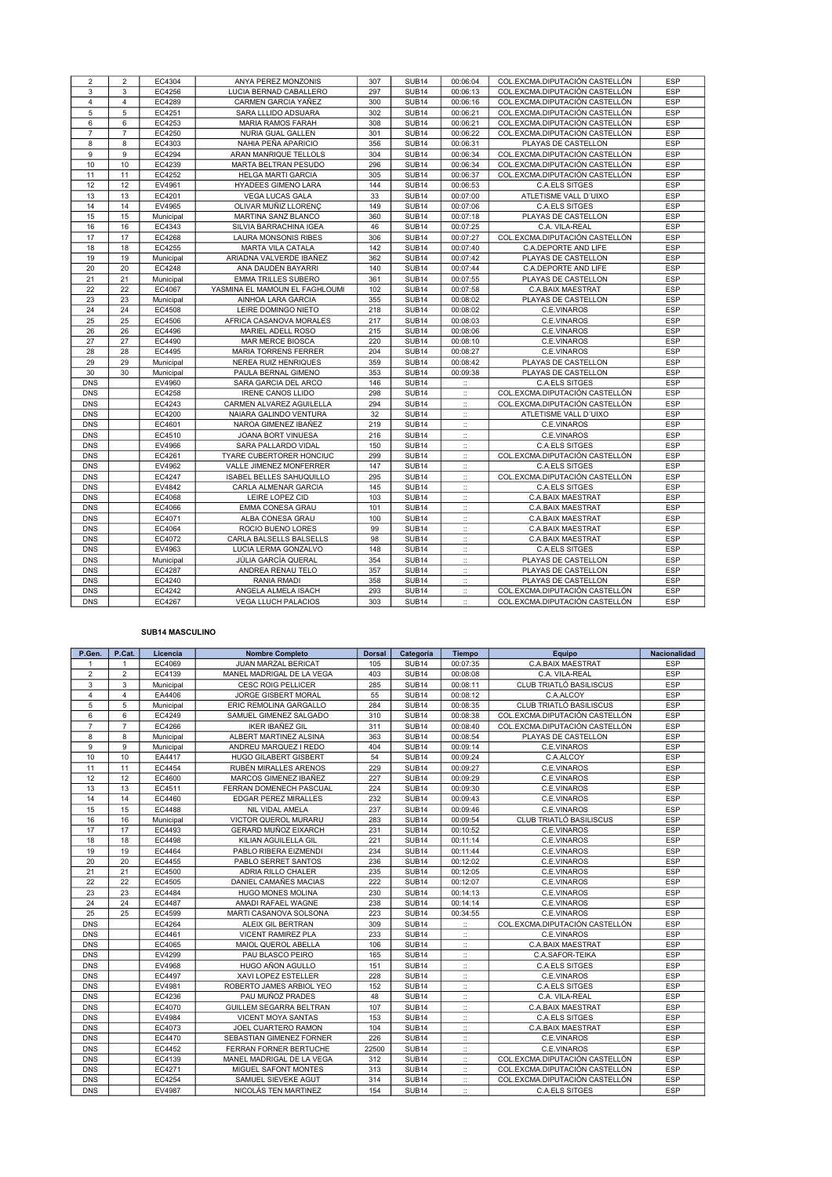| 2 | 2 | EC4304 | ANYA PEREZ MONZONIS | 307 | SUB14 | 00:06:04 | COL.EXCMA.DIPUTACIÓN CASTELLÓN | ESP |
|---|---|---|---|---|---|---|---|---|
| 3 | 3 | EC4256 | LUCIA BERNAD CABALLERO | 297 | SUB14 | 00:06:13 | COL.EXCMA.DIPUTACIÓN CASTELLÓN | ESP |
| 4 | 4 | EC4289 | CARMEN GARCIA YAÑEZ | 300 | SUB14 | 00:06:16 | COL.EXCMA.DIPUTACIÓN CASTELLÓN | ESP |
| 5 | 5 | EC4251 | SARA LLIDO ADSUARA | 302 | SUB14 | 00:06:21 | COL.EXCMA.DIPUTACIÓN CASTELLÓN | ESP |
| 6 | 6 | EC4253 | MARIA RAMOS FARAH | 308 | SUB14 | 00:06:21 | COL.EXCMA.DIPUTACIÓN CASTELLÓN | ESP |
| 7 | 7 | EC4250 | NURIA GUAL GALLEN | 301 | SUB14 | 00:06:22 | COL.EXCMA.DIPUTACIÓN CASTELLÓN | ESP |
| 8 | 8 | EC4303 | NAHIA PEÑA APARICIO | 356 | SUB14 | 00:06:31 | PLAYAS DE CASTELLON | ESP |
| 9 | 9 | EC4294 | ARAN MANRIQUE TELLOLS | 304 | SUB14 | 00:06:34 | COL.EXCMA.DIPUTACIÓN CASTELLÓN | ESP |
| 10 | 10 | EC4239 | MARTA BELTRAN PESUDO | 296 | SUB14 | 00:06:34 | COL.EXCMA.DIPUTACIÓN CASTELLÓN | ESP |
| 11 | 11 | EC4252 | HELGA MARTI GARCIA | 305 | SUB14 | 00:06:37 | COL.EXCMA.DIPUTACIÓN CASTELLÓN | ESP |
| 12 | 12 | EV4961 | HYADEES GIMENO LARA | 144 | SUB14 | 00:06:53 | C.A.ELS SITGES | ESP |
| 13 | 13 | EC4201 | VEGA LUCAS GALA | 33 | SUB14 | 00:07:00 | ATLETISME VALL D´UIXO | ESP |
| 14 | 14 | EV4965 | OLIVAR MUÑIZ LLORENÇ | 149 | SUB14 | 00:07:06 | C.A.ELS SITGES | ESP |
| 15 | 15 | Municipal | MARTINA SANZ BLANCO | 360 | SUB14 | 00:07:18 | PLAYAS DE CASTELLON | ESP |
| 16 | 16 | EC4343 | SILVIA BARRACHINA IGEA | 46 | SUB14 | 00:07:25 | C.A. VILA-REAL | ESP |
| 17 | 17 | EC4268 | LAURA MONSONIS RIBES | 306 | SUB14 | 00:07:27 | COL.EXCMA.DIPUTACIÓN CASTELLÓN | ESP |
| 18 | 18 | EC4255 | MARTA VILA CATALA | 142 | SUB14 | 00:07:40 | C.A.DEPORTE AND LIFE | ESP |
| 19 | 19 | Municipal | ARIADNA VALVERDE IBAÑEZ | 362 | SUB14 | 00:07:42 | PLAYAS DE CASTELLON | ESP |
| 20 | 20 | EC4248 | ANA DAUDEN BAYARRI | 140 | SUB14 | 00:07:44 | C.A.DEPORTE AND LIFE | ESP |
| 21 | 21 | Municipal | EMMA TRILLES SUBERO | 361 | SUB14 | 00:07:55 | PLAYAS DE CASTELLON | ESP |
| 22 | 22 | EC4067 | YASMINA EL MAMOUN EL FAGHLOUMI | 102 | SUB14 | 00:07:58 | C.A.BAIX MAESTRAT | ESP |
| 23 | 23 | Municipal | AINHOA LARA GARCIA | 355 | SUB14 | 00:08:02 | PLAYAS DE CASTELLON | ESP |
| 24 | 24 | EC4508 | LEIRE DOMINGO NIETO | 218 | SUB14 | 00:08:02 | C.E.VINAROS | ESP |
| 25 | 25 | EC4506 | AFRICA CASANOVA MORALES | 217 | SUB14 | 00:08:03 | C.E.VINAROS | ESP |
| 26 | 26 | EC4496 | MARIEL ADELL ROSO | 215 | SUB14 | 00:08:06 | C.E.VINAROS | ESP |
| 27 | 27 | EC4490 | MAR MERCE BIOSCA | 220 | SUB14 | 00:08:10 | C.E.VINAROS | ESP |
| 28 | 28 | EC4495 | MARIA TORRENS FERRER | 204 | SUB14 | 00:08:27 | C.E.VINAROS | ESP |
| 29 | 29 | Municipal | NEREA RUIZ HENRIQUES | 359 | SUB14 | 00:08:42 | PLAYAS DE CASTELLON | ESP |
| 30 | 30 | Municipal | PAULA BERNAL GIMENO | 353 | SUB14 | 00:09:38 | PLAYAS DE CASTELLON | ESP |
| DNS | | EV4960 | SARA GARCIA DEL ARCO | 146 | SUB14 | :: | C.A.ELS SITGES | ESP |
| DNS | | EC4258 | IRENE CANOS LLIDO | 298 | SUB14 | :: | COL.EXCMA.DIPUTACIÓN CASTELLÓN | ESP |
| DNS | | EC4243 | CARMEN ALVAREZ AGUILELLA | 294 | SUB14 | :: | COL.EXCMA.DIPUTACIÓN CASTELLÓN | ESP |
| DNS | | EC4200 | NAIARA GALINDO VENTURA | 32 | SUB14 | :: | ATLETISME VALL D´UIXO | ESP |
| DNS | | EC4601 | NAROA GIMENEZ IBAÑEZ | 219 | SUB14 | :: | C.E.VINAROS | ESP |
| DNS | | EC4510 | JOANA BORT VINUESA | 216 | SUB14 | :: | C.E.VINAROS | ESP |
| DNS | | EV4966 | SARA PALLARDO VIDAL | 150 | SUB14 | :: | C.A.ELS SITGES | ESP |
| DNS | | EC4261 | TYARE CUBERTORER HONCIUC | 299 | SUB14 | :: | COL.EXCMA.DIPUTACIÓN CASTELLÓN | ESP |
| DNS | | EV4962 | VALLE JIMENEZ MONFERRER | 147 | SUB14 | :: | C.A.ELS SITGES | ESP |
| DNS | | EC4247 | ISABEL BELLES SAHUQUILLO | 295 | SUB14 | :: | COL.EXCMA.DIPUTACIÓN CASTELLÓN | ESP |
| DNS | | EV4842 | CARLA ALMENAR GARCIA | 145 | SUB14 | :: | C.A.ELS SITGES | ESP |
| DNS | | EC4068 | LEIRE LOPEZ CID | 103 | SUB14 | :: | C.A.BAIX MAESTRAT | ESP |
| DNS | | EC4066 | EMMA CONESA GRAU | 101 | SUB14 | :: | C.A.BAIX MAESTRAT | ESP |
| DNS | | EC4071 | ALBA CONESA GRAU | 100 | SUB14 | :: | C.A.BAIX MAESTRAT | ESP |
| DNS | | EC4064 | ROCIO BUENO LORES | 99 | SUB14 | :: | C.A.BAIX MAESTRAT | ESP |
| DNS | | EC4072 | CARLA BALSELLS BALSELLS | 98 | SUB14 | :: | C.A.BAIX MAESTRAT | ESP |
| DNS | | EV4963 | LUCIA LERMA GONZALVO | 148 | SUB14 | :: | C.A.ELS SITGES | ESP |
| DNS | | Municipal | JÚLIA GARCÍA QUERAL | 354 | SUB14 | :: | PLAYAS DE CASTELLON | ESP |
| DNS | | EC4287 | ANDREA RENAU TELO | 357 | SUB14 | :: | PLAYAS DE CASTELLON | ESP |
| DNS | | EC4240 | RANIA RMADI | 358 | SUB14 | :: | PLAYAS DE CASTELLON | ESP |
| DNS | | EC4242 | ANGELA ALMELA ISACH | 293 | SUB14 | :: | COL.EXCMA.DIPUTACIÓN CASTELLÓN | ESP |
| DNS | | EC4267 | VEGA LLUCH PALACIOS | 303 | SUB14 | :: | COL.EXCMA.DIPUTACIÓN CASTELLÓN | ESP |

**SUB14 MASCULINO**

| P.Gen. | P.Cat. | Licencia | Nombre Completo | Dorsal | Categoria | Tiempo | Equipo | Nacionalidad |
|---|---|---|---|---|---|---|---|---|
| 1 | 1 | EC4069 | JUAN MARZAL BERICAT | 105 | SUB14 | 00:07:35 | C.A.BAIX MAESTRAT | ESP |
| 2 | 2 | EC4139 | MANEL MADRIGAL DE LA VEGA | 403 | SUB14 | 00:08:08 | C.A. VILA-REAL | ESP |
| 3 | 3 | Municipal | CESC ROIG PELLICER | 285 | SUB14 | 00:08:11 | CLUB TRIATLÓ BASILISCUS | ESP |
| 4 | 4 | EA4406 | JORGE GISBERT MORAL | 55 | SUB14 | 00:08:12 | C.A.ALCOY | ESP |
| 5 | 5 | Municipal | ERIC REMOLINA GARGALLO | 284 | SUB14 | 00:08:35 | CLUB TRIATLÓ BASILISCUS | ESP |
| 6 | 6 | EC4249 | SAMUEL GIMENEZ SALGADO | 310 | SUB14 | 00:08:38 | COL.EXCMA.DIPUTACIÓN CASTELLÓN | ESP |
| 7 | 7 | EC4266 | IKER IBAÑEZ GIL | 311 | SUB14 | 00:08:40 | COL.EXCMA.DIPUTACIÓN CASTELLÓN | ESP |
| 8 | 8 | Municipal | ALBERT MARTINEZ ALSINA | 363 | SUB14 | 00:08:54 | PLAYAS DE CASTELLON | ESP |
| 9 | 9 | Municipal | ANDREU MARQUEZ I REDO | 404 | SUB14 | 00:09:14 | C.E.VINAROS | ESP |
| 10 | 10 | EA4417 | HUGO GILABERT GISBERT | 54 | SUB14 | 00:09:24 | C.A.ALCOY | ESP |
| 11 | 11 | EC4454 | RUBÉN MIRALLES ARENOS | 229 | SUB14 | 00:09:27 | C.E.VINAROS | ESP |
| 12 | 12 | EC4600 | MARCOS GIMENEZ IBAÑEZ | 227 | SUB14 | 00:09:29 | C.E.VINAROS | ESP |
| 13 | 13 | EC4511 | FERRAN DOMENECH PASCUAL | 224 | SUB14 | 00:09:30 | C.E.VINAROS | ESP |
| 14 | 14 | EC4460 | EDGAR PEREZ MIRALLES | 232 | SUB14 | 00:09:43 | C.E.VINAROS | ESP |
| 15 | 15 | EC4488 | NIL VIDAL AMELA | 237 | SUB14 | 00:09:46 | C.E.VINAROS | ESP |
| 16 | 16 | Municipal | VICTOR QUEROL MURARU | 283 | SUB14 | 00:09:54 | CLUB TRIATLÓ BASILISCUS | ESP |
| 17 | 17 | EC4493 | GERARD MUÑOZ EIXARCH | 231 | SUB14 | 00:10:52 | C.E.VINAROS | ESP |
| 18 | 18 | EC4498 | KILIAN AGUILELLA GIL | 221 | SUB14 | 00:11:14 | C.E.VINAROS | ESP |
| 19 | 19 | EC4464 | PABLO RIBERA EIZMENDI | 234 | SUB14 | 00:11:44 | C.E.VINAROS | ESP |
| 20 | 20 | EC4455 | PABLO SERRET SANTOS | 236 | SUB14 | 00:12:02 | C.E.VINAROS | ESP |
| 21 | 21 | EC4500 | ADRIA RILLO CHALER | 235 | SUB14 | 00:12:05 | C.E.VINAROS | ESP |
| 22 | 22 | EC4505 | DANIEL CAMAÑES MACIAS | 222 | SUB14 | 00:12:07 | C.E.VINAROS | ESP |
| 23 | 23 | EC4484 | HUGO MONES MOLINA | 230 | SUB14 | 00:14:13 | C.E.VINAROS | ESP |
| 24 | 24 | EC4487 | AMADI RAFAEL WAGNE | 238 | SUB14 | 00:14:14 | C.E.VINAROS | ESP |
| 25 | 25 | EC4599 | MARTI CASANOVA SOLSONA | 223 | SUB14 | 00:34:55 | C.E.VINAROS | ESP |
| DNS | | EC4264 | ALEIX GIL BERTRAN | 309 | SUB14 | :: | COL.EXCMA.DIPUTACIÓN CASTELLÓN | ESP |
| DNS | | EC4461 | VICENT RAMIREZ PLA | 233 | SUB14 | :: | C.E.VINAROS | ESP |
| DNS | | EC4065 | MAIOL QUEROL ABELLA | 106 | SUB14 | :: | C.A.BAIX MAESTRAT | ESP |
| DNS | | EV4299 | PAU BLASCO PEIRO | 165 | SUB14 | :: | C.A.SAFOR-TEIKA | ESP |
| DNS | | EV4968 | HUGO AÑON AGULLO | 151 | SUB14 | :: | C.A.ELS SITGES | ESP |
| DNS | | EC4497 | XAVI LOPEZ ESTELLER | 228 | SUB14 | :: | C.E.VINAROS | ESP |
| DNS | | EV4981 | ROBERTO JAMES ARBIOL YEO | 152 | SUB14 | :: | C.A.ELS SITGES | ESP |
| DNS | | EC4236 | PAU MUÑOZ PRADES | 48 | SUB14 | :: | C.A. VILA-REAL | ESP |
| DNS | | EC4070 | GUILLEM SEGARRA BELTRAN | 107 | SUB14 | :: | C.A.BAIX MAESTRAT | ESP |
| DNS | | EV4984 | VICENT MOYA SANTAS | 153 | SUB14 | :: | C.A.ELS SITGES | ESP |
| DNS | | EC4073 | JOEL CUARTERO RAMON | 104 | SUB14 | :: | C.A.BAIX MAESTRAT | ESP |
| DNS | | EC4470 | SEBASTIAN GIMENEZ FORNER | 226 | SUB14 | :: | C.E.VINAROS | ESP |
| DNS | | EC4452 | FERRAN FORNER BERTUCHE | 22500 | SUB14 | :: | C.E.VINAROS | ESP |
| DNS | | EC4139 | MANEL MADRIGAL DE LA VEGA | 312 | SUB14 | :: | COL.EXCMA.DIPUTACIÓN CASTELLÓN | ESP |
| DNS | | EC4271 | MIGUEL SAFONT MONTES | 313 | SUB14 | :: | COL.EXCMA.DIPUTACIÓN CASTELLÓN | ESP |
| DNS | | EC4254 | SAMUEL SIEVEKE AGUT | 314 | SUB14 | :: | COL.EXCMA.DIPUTACIÓN CASTELLÓN | ESP |
| DNS | | EV4987 | NICOLÁS TEN MARTINEZ | 154 | SUB14 | :: | C.A.ELS SITGES | ESP |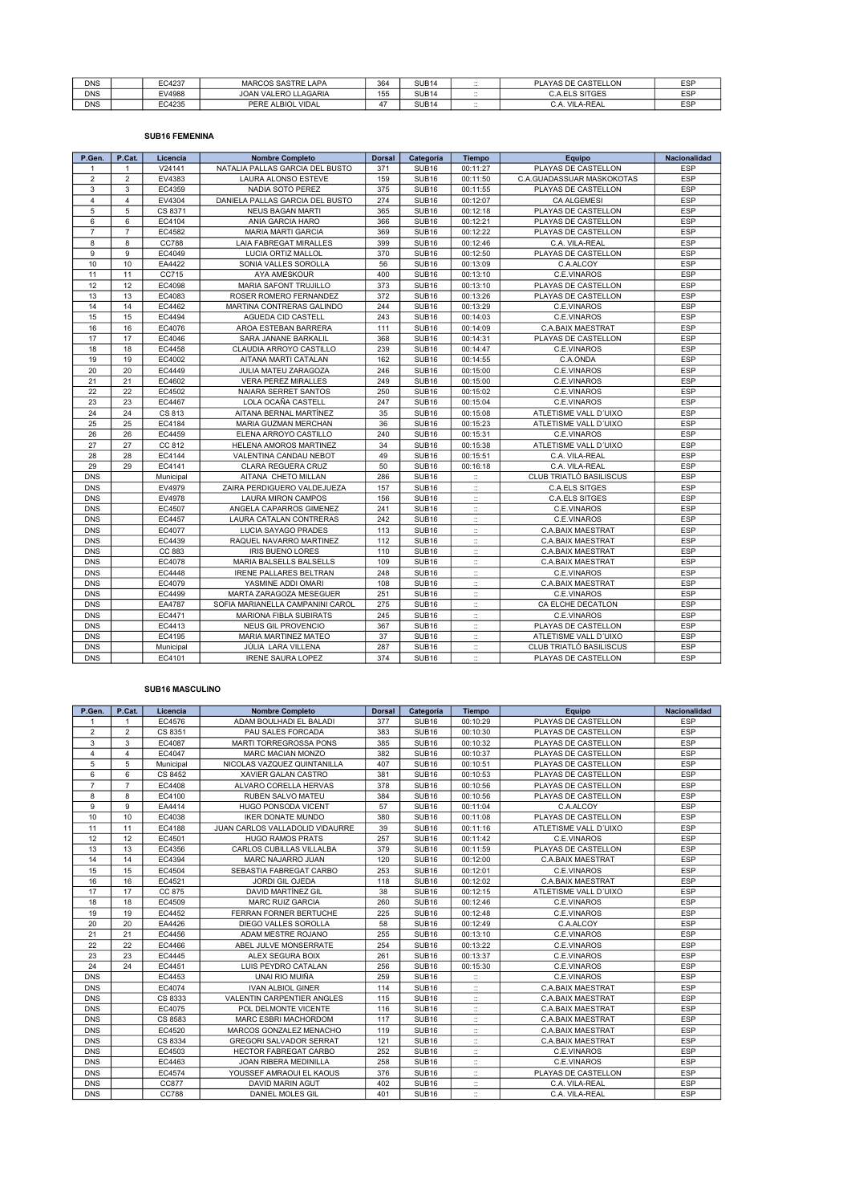| DNS | | EC4237 | MARCOS SASTRE LAPA | 364 | SUB14 | :: | PLAYAS DE CASTELLON | ESP |
|---|---|---|---|---|---|---|---|---|
| DNS | | EV4988 | JOAN VALERO LLAGARIA | 155 | SUB14 | :: | C.A.ELS SITGES | ESP |
| DNS | | EC4235 | PERE ALBIOL VIDAL | 47 | SUB14 | :: | C.A. VILA-REAL | ESP |

### SUB16 FEMENINA

| P.Gen. | P.Cat. | Licencia | Nombre Completo | Dorsal | Categoría | Tiempo | Equipo | Nacionalidad |
|---|---|---|---|---|---|---|---|---|
| 1 | 1 | V24141 | NATALIA PALLAS GARCIA DEL BUSTO | 371 | SUB16 | 00:11:27 | PLAYAS DE CASTELLON | ESP |
| 2 | 2 | EV4383 | LAURA ALONSO ESTEVE | 159 | SUB16 | 00:11:50 | C.A.GUADASSUAR MASKOKOTAS | ESP |
| 3 | 3 | EC4359 | NADIA SOTO PEREZ | 375 | SUB16 | 00:11:55 | PLAYAS DE CASTELLON | ESP |
| 4 | 4 | EV4304 | DANIELA PALLAS GARCIA DEL BUSTO | 274 | SUB16 | 00:12:07 | CA ALGEMESI | ESP |
| 5 | 5 | CS 8371 | NEUS BAGAN MARTI | 365 | SUB16 | 00:12:18 | PLAYAS DE CASTELLON | ESP |
| 6 | 6 | EC4104 | ANIA GARCIA HARO | 366 | SUB16 | 00:12:21 | PLAYAS DE CASTELLON | ESP |
| 7 | 7 | EC4582 | MARIA MARTI GARCIA | 369 | SUB16 | 00:12:22 | PLAYAS DE CASTELLON | ESP |
| 8 | 8 | CC788 | LAIA FABREGAT MIRALLES | 399 | SUB16 | 00:12:46 | C.A. VILA-REAL | ESP |
| 9 | 9 | EC4049 | LUCIA ORTIZ MALLOL | 370 | SUB16 | 00:12:50 | PLAYAS DE CASTELLON | ESP |
| 10 | 10 | EA4422 | SONIA VALLES SOROLLA | 56 | SUB16 | 00:13:09 | C.A.ALCOY | ESP |
| 11 | 11 | CC715 | AYA AMESKOUR | 400 | SUB16 | 00:13:10 | C.E.VINAROS | ESP |
| 12 | 12 | EC4098 | MARIA SAFONT TRUJILLO | 373 | SUB16 | 00:13:10 | PLAYAS DE CASTELLON | ESP |
| 13 | 13 | EC4083 | ROSER ROMERO FERNANDEZ | 372 | SUB16 | 00:13:26 | PLAYAS DE CASTELLON | ESP |
| 14 | 14 | EC4462 | MARTINA CONTRERAS GALINDO | 244 | SUB16 | 00:13:29 | C.E.VINAROS | ESP |
| 15 | 15 | EC4494 | AGUEDA CID CASTELL | 243 | SUB16 | 00:14:03 | C.E.VINAROS | ESP |
| 16 | 16 | EC4076 | AROA ESTEBAN BARRERA | 111 | SUB16 | 00:14:09 | C.A.BAIX MAESTRAT | ESP |
| 17 | 17 | EC4046 | SARA JANANE BARKALIL | 368 | SUB16 | 00:14:31 | PLAYAS DE CASTELLON | ESP |
| 18 | 18 | EC4458 | CLAUDIA ARROYO CASTILLO | 239 | SUB16 | 00:14:47 | C.E.VINAROS | ESP |
| 19 | 19 | EC4002 | AITANA MARTI CATALAN | 162 | SUB16 | 00:14:55 | C.A.ONDA | ESP |
| 20 | 20 | EC4449 | JULIA MATEU ZARAGOZA | 246 | SUB16 | 00:15:00 | C.E.VINAROS | ESP |
| 21 | 21 | EC4602 | VERA PEREZ MIRALLES | 249 | SUB16 | 00:15:00 | C.E.VINAROS | ESP |
| 22 | 22 | EC4502 | NAIARA SERRET SANTOS | 250 | SUB16 | 00:15:02 | C.E.VINAROS | ESP |
| 23 | 23 | EC4467 | LOLA OCAÑA CASTELL | 247 | SUB16 | 00:15:04 | C.E.VINAROS | ESP |
| 24 | 24 | CS 813 | AITANA BERNAL MARTÍNEZ | 35 | SUB16 | 00:15:08 | ATLETISME VALL D´UIXO | ESP |
| 25 | 25 | EC4184 | MARIA GUZMAN MERCHAN | 36 | SUB16 | 00:15:23 | ATLETISME VALL D´UIXO | ESP |
| 26 | 26 | EC4459 | ELENA ARROYO CASTILLO | 240 | SUB16 | 00:15:31 | C.E.VINAROS | ESP |
| 27 | 27 | CC 812 | HELENA AMOROS MARTINEZ | 34 | SUB16 | 00:15:38 | ATLETISME VALL D´UIXO | ESP |
| 28 | 28 | EC4144 | VALENTINA CANDAU NEBOT | 49 | SUB16 | 00:15:51 | C.A. VILA-REAL | ESP |
| 29 | 29 | EC4141 | CLARA REGUERA CRUZ | 50 | SUB16 | 00:16:18 | C.A. VILA-REAL | ESP |
| DNS | | Municipal | AITANA CHETO MILLAN | 286 | SUB16 | :: | CLUB TRIATLÓ BASILISCUS | ESP |
| DNS | | EV4979 | ZAIRA PERDIGUERO VALDEJUEZA | 157 | SUB16 | :: | C.A.ELS SITGES | ESP |
| DNS | | EV4978 | LAURA MIRON CAMPOS | 156 | SUB16 | :: | C.A.ELS SITGES | ESP |
| DNS | | EC4507 | ANGELA CAPARROS GIMENEZ | 241 | SUB16 | :: | C.E.VINAROS | ESP |
| DNS | | EC4457 | LAURA CATALAN CONTRERAS | 242 | SUB16 | :: | C.E.VINAROS | ESP |
| DNS | | EC4077 | LUCIA SAYAGO PRADES | 113 | SUB16 | :: | C.A.BAIX MAESTRAT | ESP |
| DNS | | EC4439 | RAQUEL NAVARRO MARTINEZ | 112 | SUB16 | :: | C.A.BAIX MAESTRAT | ESP |
| DNS | | CC 883 | IRIS BUENO LORES | 110 | SUB16 | :: | C.A.BAIX MAESTRAT | ESP |
| DNS | | EC4078 | MARIA BALSELLS BALSELLS | 109 | SUB16 | :: | C.A.BAIX MAESTRAT | ESP |
| DNS | | EC4448 | IRENE PALLARES BELTRAN | 248 | SUB16 | :: | C.E.VINAROS | ESP |
| DNS | | EC4079 | YASMINE ADDI OMARI | 108 | SUB16 | :: | C.A.BAIX MAESTRAT | ESP |
| DNS | | EC4499 | MARTA ZARAGOZA MESEGUER | 251 | SUB16 | :: | C.E.VINAROS | ESP |
| DNS | | EA4787 | SOFIA MARIANELLA CAMPANINI CAROL | 275 | SUB16 | :: | CA ELCHE DECATLON | ESP |
| DNS | | EC4471 | MARIONA FIBLA SUBIRATS | 245 | SUB16 | :: | C.E.VINAROS | ESP |
| DNS | | EC4413 | NEUS GIL PROVENCIO | 367 | SUB16 | :: | PLAYAS DE CASTELLON | ESP |
| DNS | | EC4195 | MARIA MARTINEZ MATEO | 37 | SUB16 | :: | ATLETISME VALL D´UIXO | ESP |
| DNS | | Municipal | JÚLIA LARA VILLENA | 287 | SUB16 | :: | CLUB TRIATLÓ BASILISCUS | ESP |
| DNS | | EC4101 | IRENE SAURA LOPEZ | 374 | SUB16 | :: | PLAYAS DE CASTELLON | ESP |

### SUB16 MASCULINO

| P.Gen. | P.Cat. | Licencia | Nombre Completo | Dorsal | Categoría | Tiempo | Equipo | Nacionalidad |
|---|---|---|---|---|---|---|---|---|
| 1 | 1 | EC4576 | ADAM BOULHADI EL BALADI | 377 | SUB16 | 00:10:29 | PLAYAS DE CASTELLON | ESP |
| 2 | 2 | CS 8351 | PAU SALES FORCADA | 383 | SUB16 | 00:10:30 | PLAYAS DE CASTELLON | ESP |
| 3 | 3 | EC4087 | MARTI TORREGROSSA PONS | 385 | SUB16 | 00:10:32 | PLAYAS DE CASTELLON | ESP |
| 4 | 4 | EC4047 | MARC MACIAN MONZO | 382 | SUB16 | 00:10:37 | PLAYAS DE CASTELLON | ESP |
| 5 | 5 | Municipal | NICOLAS VAZQUEZ QUINTANILLA | 407 | SUB16 | 00:10:51 | PLAYAS DE CASTELLON | ESP |
| 6 | 6 | CS 8452 | XAVIER GALAN CASTRO | 381 | SUB16 | 00:10:53 | PLAYAS DE CASTELLON | ESP |
| 7 | 7 | EC4408 | ALVARO CORELLA HERVAS | 378 | SUB16 | 00:10:56 | PLAYAS DE CASTELLON | ESP |
| 8 | 8 | EC4100 | RUBEN SALVO MATEU | 384 | SUB16 | 00:10:56 | PLAYAS DE CASTELLON | ESP |
| 9 | 9 | EA4414 | HUGO PONSODA VICENT | 57 | SUB16 | 00:11:04 | C.A.ALCOY | ESP |
| 10 | 10 | EC4038 | IKER DONATE MUNDO | 380 | SUB16 | 00:11:08 | PLAYAS DE CASTELLON | ESP |
| 11 | 11 | EC4188 | JUAN CARLOS VALLADOLID VIDAURRE | 39 | SUB16 | 00:11:16 | ATLETISME VALL D´UIXO | ESP |
| 12 | 12 | EC4501 | HUGO RAMOS PRATS | 257 | SUB16 | 00:11:42 | C.E.VINAROS | ESP |
| 13 | 13 | EC4356 | CARLOS CUBILLAS VILLALBA | 379 | SUB16 | 00:11:59 | PLAYAS DE CASTELLON | ESP |
| 14 | 14 | EC4394 | MARC NAJARRO JUAN | 120 | SUB16 | 00:12:00 | C.A.BAIX MAESTRAT | ESP |
| 15 | 15 | EC4504 | SEBASTIA FABREGAT CARBO | 253 | SUB16 | 00:12:01 | C.E.VINAROS | ESP |
| 16 | 16 | EC4521 | JORDI GIL OJEDA | 118 | SUB16 | 00:12:02 | C.A.BAIX MAESTRAT | ESP |
| 17 | 17 | CC 875 | DAVID MARTÍNEZ GIL | 38 | SUB16 | 00:12:15 | ATLETISME VALL D´UIXO | ESP |
| 18 | 18 | EC4509 | MARC RUIZ GARCIA | 260 | SUB16 | 00:12:46 | C.E.VINAROS | ESP |
| 19 | 19 | EC4452 | FERRAN FORNER BERTUCHE | 225 | SUB16 | 00:12:48 | C.E.VINAROS | ESP |
| 20 | 20 | EA4426 | DIEGO VALLES SOROLLA | 58 | SUB16 | 00:12:49 | C.A.ALCOY | ESP |
| 21 | 21 | EC4456 | ADAM MESTRE ROJANO | 255 | SUB16 | 00:13:10 | C.E.VINAROS | ESP |
| 22 | 22 | EC4466 | ABEL JULVE MONSERRATE | 254 | SUB16 | 00:13:22 | C.E.VINAROS | ESP |
| 23 | 23 | EC4445 | ALEX SEGURA BOIX | 261 | SUB16 | 00:13:37 | C.E.VINAROS | ESP |
| 24 | 24 | EC4451 | LUIS PEYDRO CATALAN | 256 | SUB16 | 00:15:30 | C.E.VINAROS | ESP |
| DNS | | EC4453 | UNAI RIO MUIÑA | 259 | SUB16 | :: | C.E.VINAROS | ESP |
| DNS | | EC4074 | IVAN ALBIOL GINER | 114 | SUB16 | :: | C.A.BAIX MAESTRAT | ESP |
| DNS | | CS 8333 | VALENTIN CARPENTIER ANGLES | 115 | SUB16 | :: | C.A.BAIX MAESTRAT | ESP |
| DNS | | EC4075 | POL DELMONTE VICENTE | 116 | SUB16 | :: | C.A.BAIX MAESTRAT | ESP |
| DNS | | CS 8583 | MARC ESBRI MACHORDOM | 117 | SUB16 | :: | C.A.BAIX MAESTRAT | ESP |
| DNS | | EC4520 | MARCOS GONZALEZ MENACHO | 119 | SUB16 | :: | C.A.BAIX MAESTRAT | ESP |
| DNS | | CS 8334 | GREGORI SALVADOR SERRAT | 121 | SUB16 | :: | C.A.BAIX MAESTRAT | ESP |
| DNS | | EC4503 | HECTOR FABREGAT CARBO | 252 | SUB16 | :: | C.E.VINAROS | ESP |
| DNS | | EC4463 | JOAN RIBERA MEDINILLA | 258 | SUB16 | :: | C.E.VINAROS | ESP |
| DNS | | EC4574 | YOUSSEF AMRAOUI EL KAOUS | 376 | SUB16 | :: | PLAYAS DE CASTELLON | ESP |
| DNS | | CC877 | DAVID MARIN AGUT | 402 | SUB16 | :: | C.A. VILA-REAL | ESP |
| DNS | | CC788 | DANIEL MOLES GIL | 401 | SUB16 | :: | C.A. VILA-REAL | ESP |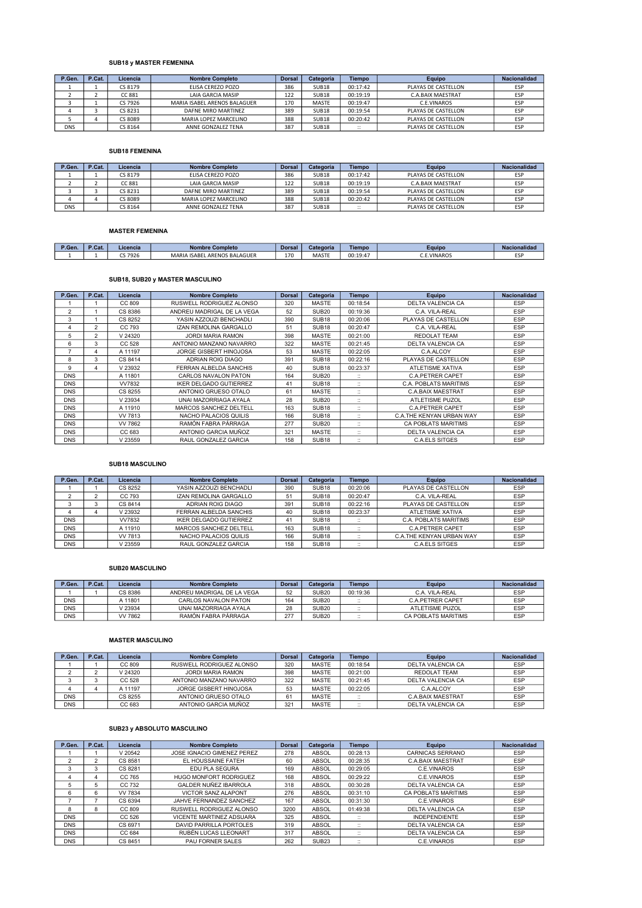### SUB18 y MASTER FEMENINA

| P.Gen. | P.Cat. | Licencia | Nombre Completo | Dorsal | Categoria | Tiempo | Equipo | Nacionalidad |
|---|---|---|---|---|---|---|---|---|
| 1 | 1 | CS 8179 | ELISA CEREZO POZO | 386 | SUB18 | 00:17:42 | PLAYAS DE CASTELLON | ESP |
| 2 | 2 | CC 881 | LAIA GARCIA MASIP | 122 | SUB18 | 00:19:19 | C.A.BAIX MAESTRAT | ESP |
| 3 | 1 | CS 7926 | MARIA ISABEL ARENOS BALAGUER | 170 | MASTE | 00:19:47 | C.E.VINAROS | ESP |
| 4 | 3 | CS 8231 | DAFNE MIRO MARTINEZ | 389 | SUB18 | 00:19:54 | PLAYAS DE CASTELLON | ESP |
| 5 | 4 | CS 8089 | MARIA LOPEZ MARCELINO | 388 | SUB18 | 00:20:42 | PLAYAS DE CASTELLON | ESP |
| DNS | | CS 8164 | ANNE GONZALEZ TENA | 387 | SUB18 | :: | PLAYAS DE CASTELLON | ESP |

### SUB18 FEMENINA

| P.Gen. | P.Cat. | Licencia | Nombre Completo | Dorsal | Categoria | Tiempo | Equipo | Nacionalidad |
|---|---|---|---|---|---|---|---|---|
| 1 | 1 | CS 8179 | ELISA CEREZO POZO | 386 | SUB18 | 00:17:42 | PLAYAS DE CASTELLON | ESP |
| 2 | 2 | CC 881 | LAIA GARCIA MASIP | 122 | SUB18 | 00:19:19 | C.A.BAIX MAESTRAT | ESP |
| 3 | 3 | CS 8231 | DAFNE MIRO MARTINEZ | 389 | SUB18 | 00:19:54 | PLAYAS DE CASTELLON | ESP |
| 4 | 4 | CS 8089 | MARIA LOPEZ MARCELINO | 388 | SUB18 | 00:20:42 | PLAYAS DE CASTELLON | ESP |
| DNS | | CS 8164 | ANNE GONZALEZ TENA | 387 | SUB18 | :: | PLAYAS DE CASTELLON | ESP |

### MASTER FEMENINA

| P.Gen. | P.Cat. | Licencia | Nombre Completo | Dorsal | Categoria | Tiempo | Equipo | Nacionalidad |
|---|---|---|---|---|---|---|---|---|
| 1 | 1 | CS 7926 | MARIA ISABEL ARENOS BALAGUER | 170 | MASTE | 00:19:47 | C.E.VINAROS | ESP |

### SUB18, SUB20 y MASTER MASCULINO

| P.Gen. | P.Cat. | Licencia | Nombre Completo | Dorsal | Categoria | Tiempo | Equipo | Nacionalidad |
|---|---|---|---|---|---|---|---|---|
| 1 | 1 | CC 809 | RUSWELL RODRIGUEZ ALONSO | 320 | MASTE | 00:18:54 | DELTA VALENCIA CA | ESP |
| 2 | 1 | CS 8386 | ANDREU MADRIGAL DE LA VEGA | 52 | SUB20 | 00:19:36 | C.A. VILA-REAL | ESP |
| 3 | 1 | CS 8252 | YASIN AZZOUZI BENCHADLI | 390 | SUB18 | 00:20:06 | PLAYAS DE CASTELLON | ESP |
| 4 | 2 | CC 793 | IZAN REMOLINA GARGALLO | 51 | SUB18 | 00:20:47 | C.A. VILA-REAL | ESP |
| 5 | 2 | V 24320 | JORDI MARIA RAMON | 398 | MASTE | 00:21:00 | REDOLAT TEAM | ESP |
| 6 | 3 | CC 528 | ANTONIO MANZANO NAVARRO | 322 | MASTE | 00:21:45 | DELTA VALENCIA CA | ESP |
| 7 | 4 | A 11197 | JORGE GISBERT HINOJOSA | 53 | MASTE | 00:22:05 | C.A.ALCOY | ESP |
| 8 | 3 | CS 8414 | ADRIAN ROIG DIAGO | 391 | SUB18 | 00:22:16 | PLAYAS DE CASTELLON | ESP |
| 9 | 4 | V 23932 | FERRAN ALBELDA SANCHIS | 40 | SUB18 | 00:23:37 | ATLETISME XATIVA | ESP |
| DNS | | A 11801 | CARLOS NAVALON PATON | 164 | SUB20 | :: | C.A.PETRER CAPET | ESP |
| DNS | | VV7832 | IKER DELGADO GUTIERREZ | 41 | SUB18 | :: | C.A. POBLATS MARITIMS | ESP |
| DNS | | CS 8255 | ANTONIO GRUESO OTALO | 61 | MASTE | :: | C.A.BAIX MAESTRAT | ESP |
| DNS | | V 23934 | UNAI MAZORRIAGA AYALA | 28 | SUB20 | :: | ATLETISME PUZOL | ESP |
| DNS | | A 11910 | MARCOS SANCHEZ DELTELL | 163 | SUB18 | :: | C.A.PETRER CAPET | ESP |
| DNS | | VV 7813 | NACHO PALACIOS QUILIS | 166 | SUB18 | :: | C.A.THE KENYAN URBAN WAY | ESP |
| DNS | | VV 7862 | RAMÓN FABRA PÁRRAGA | 277 | SUB20 | :: | CA POBLATS MARITIMS | ESP |
| DNS | | CC 683 | ANTONIO GARCIA MUÑOZ | 321 | MASTE | :: | DELTA VALENCIA CA | ESP |
| DNS | | V 23559 | RAUL GONZALEZ GARCIA | 158 | SUB18 | :: | C.A.ELS SITGES | ESP |

### SUB18 MASCULINO

| P.Gen. | P.Cat. | Licencia | Nombre Completo | Dorsal | Categoria | Tiempo | Equipo | Nacionalidad |
|---|---|---|---|---|---|---|---|---|
| 1 | 1 | CS 8252 | YASIN AZZOUZI BENCHADLI | 390 | SUB18 | 00:20:06 | PLAYAS DE CASTELLON | ESP |
| 2 | 2 | CC 793 | IZAN REMOLINA GARGALLO | 51 | SUB18 | 00:20:47 | C.A. VILA-REAL | ESP |
| 3 | 3 | CS 8414 | ADRIAN ROIG DIAGO | 391 | SUB18 | 00:22:16 | PLAYAS DE CASTELLON | ESP |
| 4 | 4 | V 23932 | FERRAN ALBELDA SANCHIS | 40 | SUB18 | 00:23:37 | ATLETISME XATIVA | ESP |
| DNS | | VV7832 | IKER DELGADO GUTIERREZ | 41 | SUB18 | :: | C.A. POBLATS MARITIMS | ESP |
| DNS | | A 11910 | MARCOS SANCHEZ DELTELL | 163 | SUB18 | :: | C.A.PETRER CAPET | ESP |
| DNS | | VV 7813 | NACHO PALACIOS QUILIS | 166 | SUB18 | :: | C.A.THE KENYAN URBAN WAY | ESP |
| DNS | | V 23559 | RAUL GONZALEZ GARCIA | 158 | SUB18 | :: | C.A.ELS SITGES | ESP |

### SUB20 MASCULINO

| P.Gen. | P.Cat. | Licencia | Nombre Completo | Dorsal | Categoria | Tiempo | Equipo | Nacionalidad |
|---|---|---|---|---|---|---|---|---|
| 1 | 1 | CS 8386 | ANDREU MADRIGAL DE LA VEGA | 52 | SUB20 | 00:19:36 | C.A. VILA-REAL | ESP |
| DNS | | A 11801 | CARLOS NAVALON PATON | 164 | SUB20 | :: | C.A.PETRER CAPET | ESP |
| DNS | | V 23934 | UNAI MAZORRIAGA AYALA | 28 | SUB20 | :: | ATLETISME PUZOL | ESP |
| DNS | | VV 7862 | RAMÓN FABRA PÁRRAGA | 277 | SUB20 | :: | CA POBLATS MARITIMS | ESP |

### MASTER MASCULINO

| P.Gen. | P.Cat. | Licencia | Nombre Completo | Dorsal | Categoria | Tiempo | Equipo | Nacionalidad |
|---|---|---|---|---|---|---|---|---|
| 1 | 1 | CC 809 | RUSWELL RODRIGUEZ ALONSO | 320 | MASTE | 00:18:54 | DELTA VALENCIA CA | ESP |
| 2 | 2 | V 24320 | JORDI MARIA RAMON | 398 | MASTE | 00:21:00 | REDOLAT TEAM | ESP |
| 3 | 3 | CC 528 | ANTONIO MANZANO NAVARRO | 322 | MASTE | 00:21:45 | DELTA VALENCIA CA | ESP |
| 4 | 4 | A 11197 | JORGE GISBERT HINOJOSA | 53 | MASTE | 00:22:05 | C.A.ALCOY | ESP |
| DNS | | CS 8255 | ANTONIO GRUESO OTALO | 61 | MASTE | :: | C.A.BAIX MAESTRAT | ESP |
| DNS | | CC 683 | ANTONIO GARCIA MUÑOZ | 321 | MASTE | :: | DELTA VALENCIA CA | ESP |

### SUB23 y ABSOLUTO MASCULINO

| P.Gen. | P.Cat. | Licencia | Nombre Completo | Dorsal | Categoria | Tiempo | Equipo | Nacionalidad |
|---|---|---|---|---|---|---|---|---|
| 1 | 1 | V 20542 | JOSE IGNACIO GIMENEZ PEREZ | 278 | ABSOL | 00:28:13 | CARNICAS SERRANO | ESP |
| 2 | 2 | CS 8581 | EL HOUSSAINE FATEH | 60 | ABSOL | 00:28:35 | C.A.BAIX MAESTRAT | ESP |
| 3 | 3 | CS 8281 | EDU PLA SEGURA | 169 | ABSOL | 00:29:05 | C.E.VINAROS | ESP |
| 4 | 4 | CC 765 | HUGO MONFORT RODRIGUEZ | 168 | ABSOL | 00:29:22 | C.E.VINAROS | ESP |
| 5 | 5 | CC 732 | GALDER NUÑEZ IBARROLA | 318 | ABSOL | 00:30:28 | DELTA VALENCIA CA | ESP |
| 6 | 6 | VV 7834 | VICTOR SANZ ALAPONT | 276 | ABSOL | 00:31:10 | CA POBLATS MARITIMS | ESP |
| 7 | 7 | CS 6394 | JAHVE FERNANDEZ SANCHEZ | 167 | ABSOL | 00:31:30 | C.E.VINAROS | ESP |
| 8 | 8 | CC 809 | RUSWELL RODRIGUEZ ALONSO | 3200 | ABSOL | 01:49:38 | DELTA VALENCIA CA | ESP |
| DNS | | CC 526 | VICENTE MARTINEZ ADSUARA | 325 | ABSOL | :: | INDEPENDIENTE | ESP |
| DNS | | CS 6971 | DAVID PARRILLA PORTOLES | 319 | ABSOL | :: | DELTA VALENCIA CA | ESP |
| DNS | | CC 684 | RUBÉN LUCAS LLEONART | 317 | ABSOL | :: | DELTA VALENCIA CA | ESP |
| DNS | | CS 8451 | PAU FORNER SALES | 262 | SUB23 | :: | C.E.VINAROS | ESP |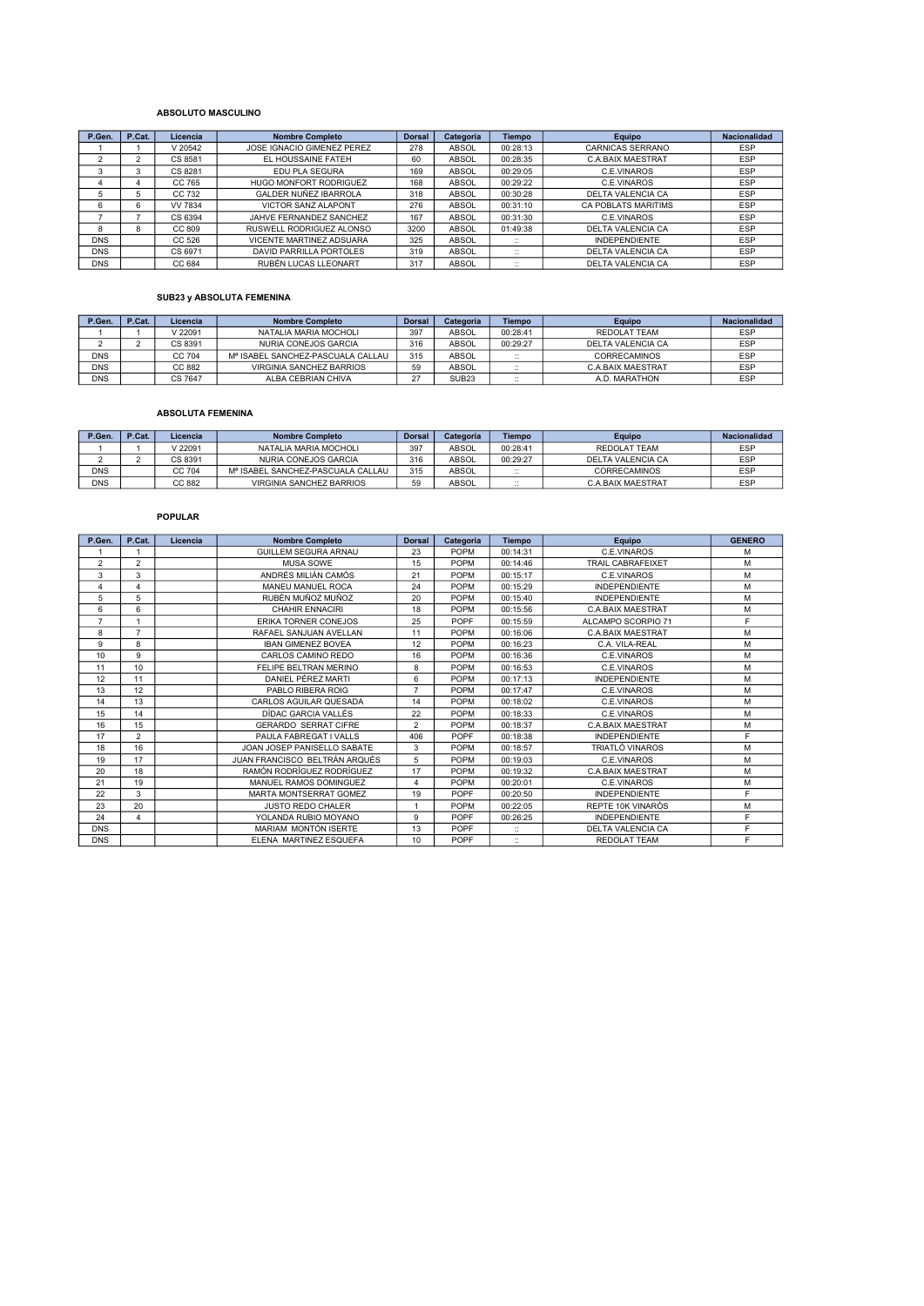### ABSOLUTO MASCULINO

| P.Gen. | P.Cat. | Licencia | Nombre Completo | Dorsal | Categoría | Tiempo | Equipo | Nacionalidad |
|---|---|---|---|---|---|---|---|---|
| 1 | 1 | V 20542 | JOSE IGNACIO GIMENEZ PEREZ | 278 | ABSOL | 00:28:13 | CARNICAS SERRANO | ESP |
| 2 | 2 | CS 8581 | EL HOUSSAINE FATEH | 60 | ABSOL | 00:28:35 | C.A.BAIX MAESTRAT | ESP |
| 3 | 3 | CS 8281 | EDU PLA SEGURA | 169 | ABSOL | 00:29:05 | C.E.VINAROS | ESP |
| 4 | 4 | CC 765 | HUGO MONFORT RODRIGUEZ | 168 | ABSOL | 00:29:22 | C.E.VINAROS | ESP |
| 5 | 5 | CC 732 | GALDER NUÑEZ IBARROLA | 318 | ABSOL | 00:30:28 | DELTA VALENCIA CA | ESP |
| 6 | 6 | VV 7834 | VICTOR SANZ ALAPONT | 276 | ABSOL | 00:31:10 | CA POBLATS MARITIMS | ESP |
| 7 | 7 | CS 6394 | JAHVE FERNANDEZ SANCHEZ | 167 | ABSOL | 00:31:30 | C.E.VINAROS | ESP |
| 8 | 8 | CC 809 | RUSWELL RODRIGUEZ ALONSO | 3200 | ABSOL | 01:49:38 | DELTA VALENCIA CA | ESP |
| DNS | | CC 526 | VICENTE MARTINEZ ADSUARA | 325 | ABSOL | :: | INDEPENDIENTE | ESP |
| DNS | | CS 6971 | DAVID PARRILLA PORTOLES | 319 | ABSOL | :: | DELTA VALENCIA CA | ESP |
| DNS | | CC 684 | RUBÉN LUCAS LLEONART | 317 | ABSOL | :: | DELTA VALENCIA CA | ESP |

### SUB23 y ABSOLUTA FEMENINA

| P.Gen. | P.Cat. | Licencia | Nombre Completo | Dorsal | Categoría | Tiempo | Equipo | Nacionalidad |
|---|---|---|---|---|---|---|---|---|
| 1 | 1 | V 22091 | NATALIA MARIA MOCHOLI | 397 | ABSOL | 00:28:41 | REDOLAT TEAM | ESP |
| 2 | 2 | CS 8391 | NURIA CONEJOS GARCIA | 316 | ABSOL | 00:29:27 | DELTA VALENCIA CA | ESP |
| DNS | | CC 704 | Mª ISABEL SANCHEZ-PASCUALA CALLAU | 315 | ABSOL | :: | CORRECAMINOS | ESP |
| DNS | | CC 882 | VIRGINIA SANCHEZ BARRIOS | 59 | ABSOL | :: | C.A.BAIX MAESTRAT | ESP |
| DNS | | CS 7647 | ALBA CEBRIAN CHIVA | 27 | SUB23 | :: | A.D. MARATHON | ESP |

### ABSOLUTA FEMENINA

| P.Gen. | P.Cat. | Licencia | Nombre Completo | Dorsal | Categoría | Tiempo | Equipo | Nacionalidad |
|---|---|---|---|---|---|---|---|---|
| 1 | 1 | V 22091 | NATALIA MARIA MOCHOLI | 397 | ABSOL | 00:28:41 | REDOLAT TEAM | ESP |
| 2 | 2 | CS 8391 | NURIA CONEJOS GARCIA | 316 | ABSOL | 00:29:27 | DELTA VALENCIA CA | ESP |
| DNS | | CC 704 | Mª ISABEL SANCHEZ-PASCUALA CALLAU | 315 | ABSOL | :: | CORRECAMINOS | ESP |
| DNS | | CC 882 | VIRGINIA SANCHEZ BARRIOS | 59 | ABSOL | :: | C.A.BAIX MAESTRAT | ESP |

### POPULAR

| P.Gen. | P.Cat. | Licencia | Nombre Completo | Dorsal | Categoría | Tiempo | Equipo | GENERO |
|---|---|---|---|---|---|---|---|---|
| 1 | 1 | | GUILLEM SEGURA ARNAU | 23 | POPM | 00:14:31 | C.E.VINAROS | M |
| 2 | 2 | | MUSA SOWE | 15 | POPM | 00:14:46 | TRAIL CABRAFEIXET | M |
| 3 | 3 | | ANDRÉS MILIÁN CAMÓS | 21 | POPM | 00:15:17 | C.E.VINAROS | M |
| 4 | 4 | | MANEU MANUEL ROCA | 24 | POPM | 00:15:29 | INDEPENDIENTE | M |
| 5 | 5 | | RUBÉN MUÑOZ MUÑOZ | 20 | POPM | 00:15:40 | INDEPENDIENTE | M |
| 6 | 6 | | CHAHIR ENNACIRI | 18 | POPM | 00:15:56 | C.A.BAIX MAESTRAT | M |
| 7 | 1 | | ERIKA TORNER CONEJOS | 25 | POPF | 00:15:59 | ALCAMPO SCORPIO 71 | F |
| 8 | 7 | | RAFAEL SANJUAN AVELLAN | 11 | POPM | 00:16:06 | C.A.BAIX MAESTRAT | M |
| 9 | 8 | | IBAN GIMENEZ BOVEA | 12 | POPM | 00:16:23 | C.A. VILA-REAL | M |
| 10 | 9 | | CARLOS CAMINO REDO | 16 | POPM | 00:16:36 | C.E.VINAROS | M |
| 11 | 10 | | FELIPE BELTRAN MERINO | 8 | POPM | 00:16:53 | C.E.VINAROS | M |
| 12 | 11 | | DANIEL PÉREZ MARTI | 6 | POPM | 00:17:13 | INDEPENDIENTE | M |
| 13 | 12 | | PABLO RIBERA ROIG | 7 | POPM | 00:17:47 | C.E.VINAROS | M |
| 14 | 13 | | CARLOS AGUILAR QUESADA | 14 | POPM | 00:18:02 | C.E.VINAROS | M |
| 15 | 14 | | DÍDAC GARCIA VALLÉS | 22 | POPM | 00:18:33 | C.E.VINAROS | M |
| 16 | 15 | | GERARDO SERRAT CIFRE | 2 | POPM | 00:18:37 | C.A.BAIX MAESTRAT | M |
| 17 | 2 | | PAULA FABREGAT I VALLS | 406 | POPF | 00:18:38 | INDEPENDIENTE | F |
| 18 | 16 | | JOAN JOSEP PANISELLO SABATE | 3 | POPM | 00:18:57 | TRIATLÓ VINAROS | M |
| 19 | 17 | | JUAN FRANCISCO BELTRÁN ARQUÉS | 5 | POPM | 00:19:03 | C.E.VINAROS | M |
| 20 | 18 | | RAMÓN RODRÍGUEZ RODRÍGUEZ | 17 | POPM | 00:19:32 | C.A.BAIX MAESTRAT | M |
| 21 | 19 | | MANUEL RAMOS DOMINGUEZ | 4 | POPM | 00:20:01 | C.E.VINAROS | M |
| 22 | 3 | | MARTA MONTSERRAT GOMEZ | 19 | POPF | 00:20:50 | INDEPENDIENTE | F |
| 23 | 20 | | JUSTO REDO CHALER | 1 | POPM | 00:22:05 | REPTE 10K VINARÒS | M |
| 24 | 4 | | YOLANDA RUBIO MOYANO | 9 | POPF | 00:26:25 | INDEPENDIENTE | F |
| DNS | | | MARIAM MONTÓN ISERTE | 13 | POPF | :: | DELTA VALENCIA CA | F |
| DNS | | | ELENA MARTINEZ ESQUEFA | 10 | POPF | :: | REDOLAT TEAM | F |